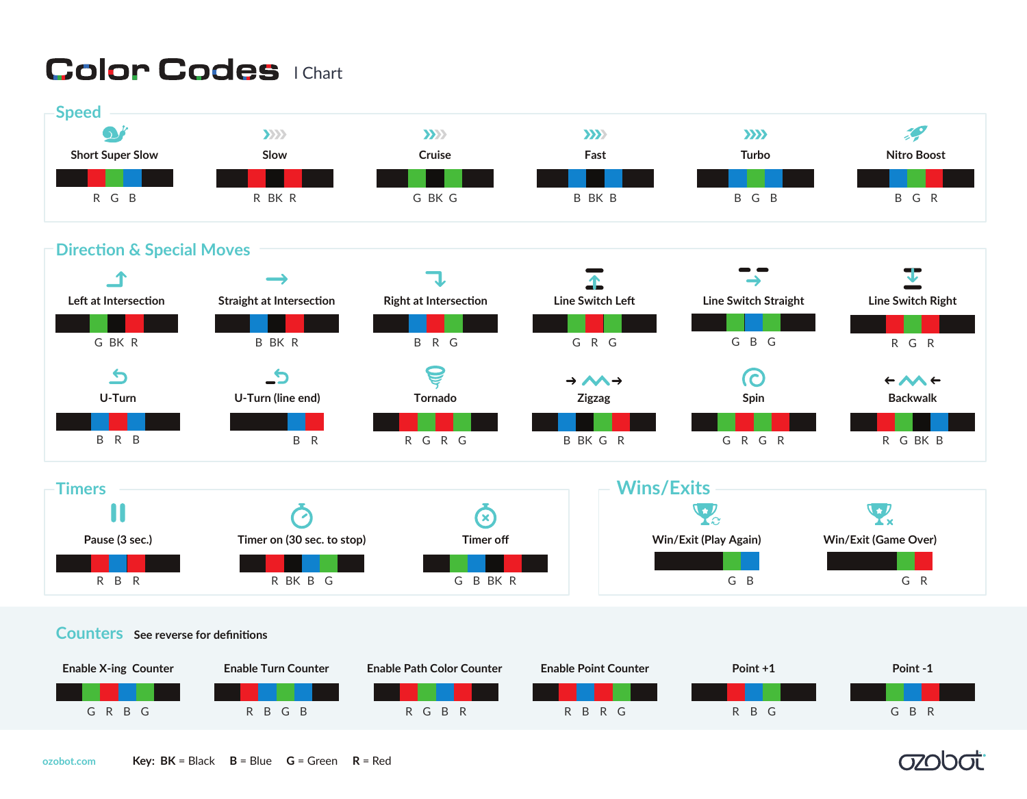# Color Codes | Chart

## Speed

| Command | Code |
| --- | --- |
| Short Super Slow | R G B |
| Slow | R BK R |
| Cruise | G BK G |
| Fast | B BK B |
| Turbo | B G B |
| Nitro Boost | B G R |

## Direction & Special Moves

| Command | Code |
| --- | --- |
| Left at Intersection | G BK R |
| Straight at Intersection | B BK R |
| Right at Intersection | B R G |
| Line Switch Left | G R G |
| Line Switch Straight | G B G |
| Line Switch Right | R G R |
| U-Turn | B R B |
| U-Turn (line end) | B R |
| Tornado | R G R G |
| Zigzag | B BK G R |
| Spin | G R G R |
| Backwalk | R G BK B |

## Timers

| Command | Code |
| --- | --- |
| Pause (3 sec.) | R B R |
| Timer on (30 sec. to stop) | R BK B G |
| Timer off | G B BK R |

## Wins/Exits

| Command | Code |
| --- | --- |
| Win/Exit (Play Again) | G B |
| Win/Exit (Game Over) | G R |

## Counters

See reverse for definitions

| Command | Code |
| --- | --- |
| Enable X-ing Counter | G R B G |
| Enable Turn Counter | R B G B |
| Enable Path Color Counter | R G B R |
| Enable Point Counter | R B R G |
| Point +1 | R B G |
| Point -1 | G B R |

ozobot.com

**Key:** **BK** = Black **B** = Blue **G** = Green **R** = Red

ozobot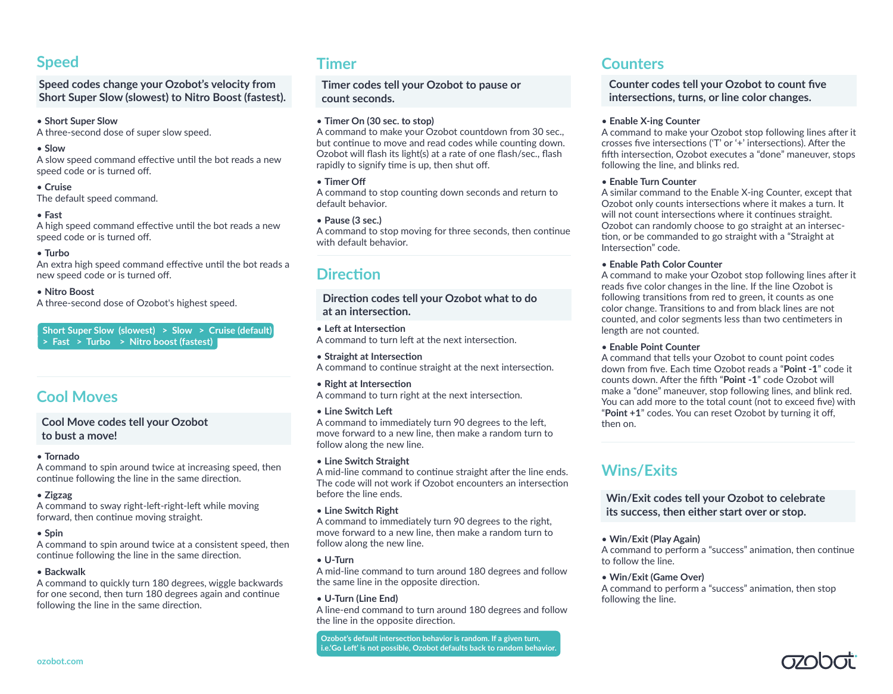## Speed

**Speed codes change your Ozobot's velocity from Short Super Slow (slowest) to Nitro Boost (fastest).**

- **Short Super Slow**
A three-second dose of super slow speed.
- **Slow**
A slow speed command effective until the bot reads a new speed code or is turned off.
- **Cruise**
The default speed command.
- **Fast**
A high speed command effective until the bot reads a new speed code or is turned off.
- **Turbo**
An extra high speed command effective until the bot reads a new speed code or is turned off.
- **Nitro Boost**
A three-second dose of Ozobot's highest speed.

Short Super Slow (slowest) > Slow > Cruise (default) > Fast > Turbo > Nitro boost (fastest)

## Cool Moves

**Cool Move codes tell your Ozobot to bust a move!**

- **Tornado**
A command to spin around twice at increasing speed, then continue following the line in the same direction.
- **Zigzag**
A command to sway right-left-right-left while moving forward, then continue moving straight.
- **Spin**
A command to spin around twice at a consistent speed, then continue following the line in the same direction.
- **Backwalk**
A command to quickly turn 180 degrees, wiggle backwards for one second, then turn 180 degrees again and continue following the line in the same direction.

## Timer

**Timer codes tell your Ozobot to pause or count seconds.**

- **Timer On (30 sec. to stop)**
A command to make your Ozobot countdown from 30 sec., but continue to move and read codes while counting down. Ozobot will flash its light(s) at a rate of one flash/sec., flash rapidly to signify time is up, then shut off.
- **Timer Off**
A command to stop counting down seconds and return to default behavior.
- **Pause (3 sec.)**
A command to stop moving for three seconds, then continue with default behavior.

## Direction

**Direction codes tell your Ozobot what to do at an intersection.**

- **Left at Intersection**
A command to turn left at the next intersection.
- **Straight at Intersection**
A command to continue straight at the next intersection.
- **Right at Intersection**
A command to turn right at the next intersection.
- **Line Switch Left**
A command to immediately turn 90 degrees to the left, move forward to a new line, then make a random turn to follow along the new line.
- **Line Switch Straight**
A mid-line command to continue straight after the line ends. The code will not work if Ozobot encounters an intersection before the line ends.
- **Line Switch Right**
A command to immediately turn 90 degrees to the right, move forward to a new line, then make a random turn to follow along the new line.
- **U-Turn**
A mid-line command to turn around 180 degrees and follow the same line in the opposite direction.
- **U-Turn (Line End)**
A line-end command to turn around 180 degrees and follow the line in the opposite direction.

Ozobot's default intersection behavior is random. If a given turn, i.e.'Go Left' is not possible, Ozobot defaults back to random behavior.

## Counters

**Counter codes tell your Ozobot to count five intersections, turns, or line color changes.**

- **Enable X-ing Counter**
A command to make your Ozobot stop following lines after it crosses five intersections ('T' or '+' intersections). After the fifth intersection, Ozobot executes a "done" maneuver, stops following the line, and blinks red.
- **Enable Turn Counter**
A similar command to the Enable X-ing Counter, except that Ozobot only counts intersections where it makes a turn. It will not count intersections where it continues straight. Ozobot can randomly choose to go straight at an intersection, or be commanded to go straight with a "Straight at Intersection" code.
- **Enable Path Color Counter**
A command to make your Ozobot stop following lines after it reads five color changes in the line. If the line Ozobot is following transitions from red to green, it counts as one color change. Transitions to and from black lines are not counted, and color segments less than two centimeters in length are not counted.
- **Enable Point Counter**
A command that tells your Ozobot to count point codes down from five. Each time Ozobot reads a "**Point -1**" code it counts down. After the fifth "**Point -1**" code Ozobot will make a "done" maneuver, stop following lines, and blink red. You can add more to the total count (not to exceed five) with "**Point +1**" codes. You can reset Ozobot by turning it off, then on.

## Wins/Exits

**Win/Exit codes tell your Ozobot to celebrate its success, then either start over or stop.**

- **Win/Exit (Play Again)**
A command to perform a "success" animation, then continue to follow the line.
- **Win/Exit (Game Over)**
A command to perform a "success" animation, then stop following the line.

ozobot.com